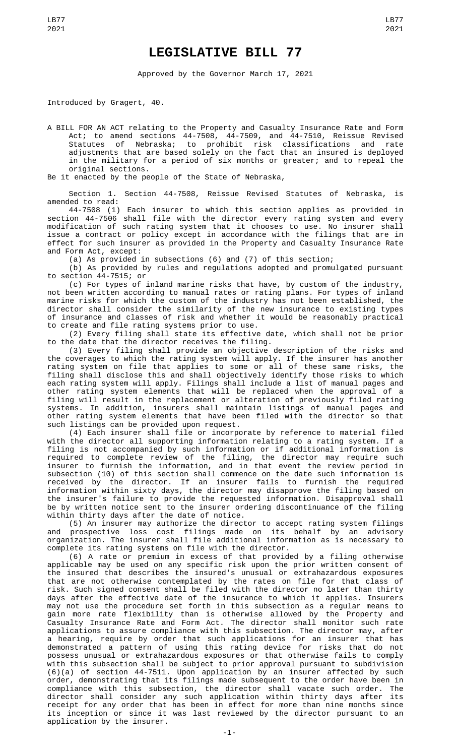# LEGISLATIVE BILL 77

Approved by the Governor March 17, 2021

Introduced by Gragert, 40.

A BILL FOR AN ACT relating to the Property and Casualty Insurance Rate and Form Act; to amend sections 44-7508, 44-7509, and 44-7510, Reissue Revised Statutes of Nebraska; to prohibit risk classifications and rate adjustments that are based solely on the fact that an insured is deployed in the military for a period of six months or greater; and to repeal the original sections.

Be it enacted by the people of the State of Nebraska,

Section 1. Section 44-7508, Reissue Revised Statutes of Nebraska, is amended to read:

44-7508 (1) Each insurer to which this section applies as provided in section 44-7506 shall file with the director every rating system and every modification of such rating system that it chooses to use. No insurer shall issue a contract or policy except in accordance with the filings that are in effect for such insurer as provided in the Property and Casualty Insurance Rate and Form Act, except:

(a) As provided in subsections (6) and (7) of this section;

(b) As provided by rules and regulations adopted and promulgated pursuant to section 44-7515; or

(c) For types of inland marine risks that have, by custom of the industry, not been written according to manual rates or rating plans. For types of inland marine risks for which the custom of the industry has not been established, the director shall consider the similarity of the new insurance to existing types of insurance and classes of risk and whether it would be reasonably practical to create and file rating systems prior to use.

(2) Every filing shall state its effective date, which shall not be prior to the date that the director receives the filing.

(3) Every filing shall provide an objective description of the risks and the coverages to which the rating system will apply. If the insurer has another rating system on file that applies to some or all of these same risks, the filing shall disclose this and shall objectively identify those risks to which each rating system will apply. Filings shall include a list of manual pages and other rating system elements that will be replaced when the approval of a filing will result in the replacement or alteration of previously filed rating systems. In addition, insurers shall maintain listings of manual pages and other rating system elements that have been filed with the director so that such listings can be provided upon request.

(4) Each insurer shall file or incorporate by reference to material filed with the director all supporting information relating to a rating system. If a filing is not accompanied by such information or if additional information is required to complete review of the filing, the director may require such insurer to furnish the information, and in that event the review period in subsection (10) of this section shall commence on the date such information is received by the director. If an insurer fails to furnish the required information within sixty days, the director may disapprove the filing based on the insurer's failure to provide the requested information. Disapproval shall be by written notice sent to the insurer ordering discontinuance of the filing within thirty days after the date of notice.

(5) An insurer may authorize the director to accept rating system filings and prospective loss cost filings made on its behalf by an advisory organization. The insurer shall file additional information as is necessary to complete its rating systems on file with the director.

(6) A rate or premium in excess of that provided by a filing otherwise applicable may be used on any specific risk upon the prior written consent of the insured that describes the insured's unusual or extrahazardous exposures that are not otherwise contemplated by the rates on file for that class of risk. Such signed consent shall be filed with the director no later than thirty days after the effective date of the insurance to which it applies. Insurers may not use the procedure set forth in this subsection as a regular means to gain more rate flexibility than is otherwise allowed by the Property and Casualty Insurance Rate and Form Act. The director shall monitor such rate applications to assure compliance with this subsection. The director may, after a hearing, require by order that such applications for an insurer that has demonstrated a pattern of using this rating device for risks that do not possess unusual or extrahazardous exposures or that otherwise fails to comply with this subsection shall be subject to prior approval pursuant to subdivision (6)(a) of section 44-7511. Upon application by an insurer affected by such order, demonstrating that its filings made subsequent to the order have been in compliance with this subsection, the director shall vacate such order. The director shall consider any such application within thirty days after its receipt for any order that has been in effect for more than nine months since its inception or since it was last reviewed by the director pursuant to an application by the insurer.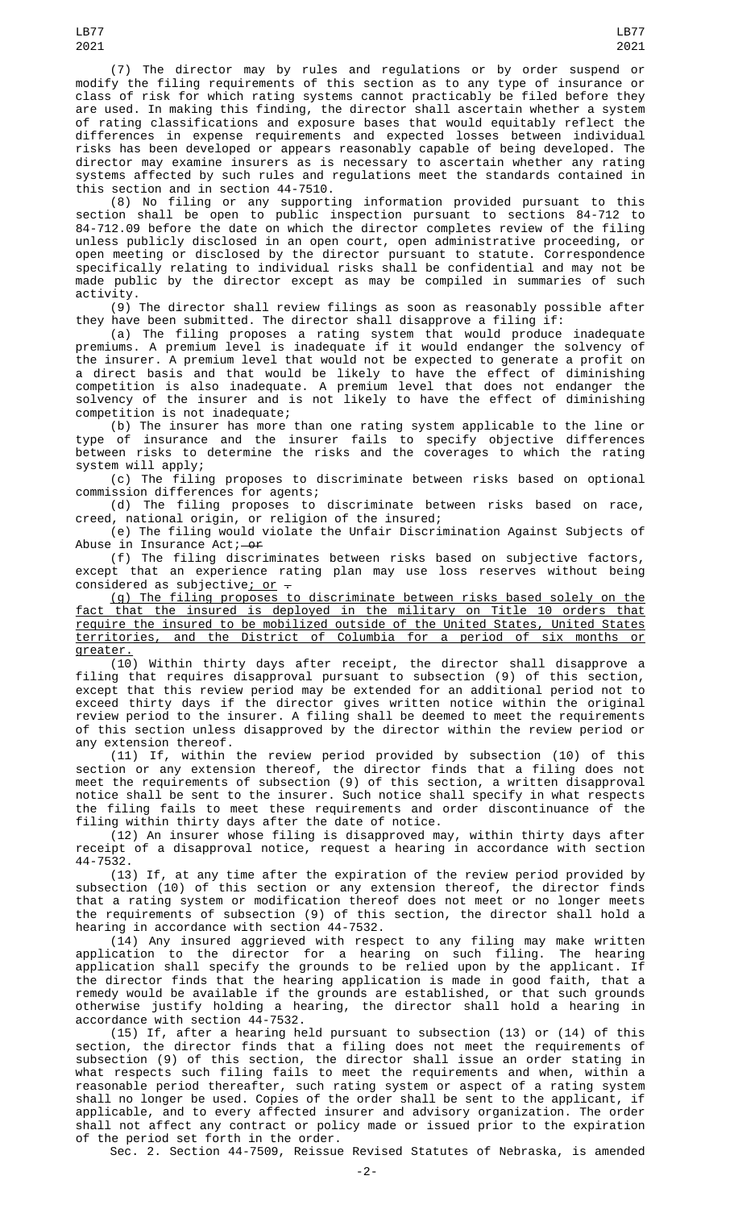(7) The director may by rules and regulations or by order suspend or modify the filing requirements of this section as to any type of insurance or class of risk for which rating systems cannot practicably be filed before they are used. In making this finding, the director shall ascertain whether a system of rating classifications and exposure bases that would equitably reflect the differences in expense requirements and expected losses between individual risks has been developed or appears reasonably capable of being developed. The director may examine insurers as is necessary to ascertain whether any rating systems affected by such rules and regulations meet the standards contained in this section and in section 44-7510.

(8) No filing or any supporting information provided pursuant to this section shall be open to public inspection pursuant to sections 84-712 to 84-712.09 before the date on which the director completes review of the filing unless publicly disclosed in an open court, open administrative proceeding, or open meeting or disclosed by the director pursuant to statute. Correspondence specifically relating to individual risks shall be confidential and may not be made public by the director except as may be compiled in summaries of such activity.

(9) The director shall review filings as soon as reasonably possible after they have been submitted. The director shall disapprove a filing if:

(a) The filing proposes a rating system that would produce inadequate premiums. A premium level is inadequate if it would endanger the solvency of the insurer. A premium level that would not be expected to generate a profit on a direct basis and that would be likely to have the effect of diminishing competition is also inadequate. A premium level that does not endanger the solvency of the insurer and is not likely to have the effect of diminishing competition is not inadequate;

(b) The insurer has more than one rating system applicable to the line or type of insurance and the insurer fails to specify objective differences between risks to determine the risks and the coverages to which the rating system will apply;

(c) The filing proposes to discriminate between risks based on optional commission differences for agents;

(d) The filing proposes to discriminate between risks based on race, creed, national origin, or religion of the insured;

(e) The filing would violate the Unfair Discrimination Against Subjects of Abuse in Insurance Act; ~~or~~

(f) The filing discriminates between risks based on subjective factors, except that an experience rating plan may use loss reserves without being considered as subjective; or ~~.~~

(g) The filing proposes to discriminate between risks based solely on the fact that the insured is deployed in the military on Title 10 orders that require the insured to be mobilized outside of the United States, United States territories, and the District of Columbia for a period of six months or greater.

(10) Within thirty days after receipt, the director shall disapprove a filing that requires disapproval pursuant to subsection (9) of this section, except that this review period may be extended for an additional period not to exceed thirty days if the director gives written notice within the original review period to the insurer. A filing shall be deemed to meet the requirements of this section unless disapproved by the director within the review period or any extension thereof.

(11) If, within the review period provided by subsection (10) of this section or any extension thereof, the director finds that a filing does not meet the requirements of subsection (9) of this section, a written disapproval notice shall be sent to the insurer. Such notice shall specify in what respects the filing fails to meet these requirements and order discontinuance of the filing within thirty days after the date of notice.

(12) An insurer whose filing is disapproved may, within thirty days after receipt of a disapproval notice, request a hearing in accordance with section 44-7532.

(13) If, at any time after the expiration of the review period provided by subsection (10) of this section or any extension thereof, the director finds that a rating system or modification thereof does not meet or no longer meets the requirements of subsection (9) of this section, the director shall hold a hearing in accordance with section 44-7532.

(14) Any insured aggrieved with respect to any filing may make written application to the director for a hearing on such filing. The hearing application shall specify the grounds to be relied upon by the applicant. If the director finds that the hearing application is made in good faith, that a remedy would be available if the grounds are established, or that such grounds otherwise justify holding a hearing, the director shall hold a hearing in accordance with section 44-7532.

(15) If, after a hearing held pursuant to subsection (13) or (14) of this section, the director finds that a filing does not meet the requirements of subsection (9) of this section, the director shall issue an order stating in what respects such filing fails to meet the requirements and when, within a reasonable period thereafter, such rating system or aspect of a rating system shall no longer be used. Copies of the order shall be sent to the applicant, if applicable, and to every affected insurer and advisory organization. The order shall not affect any contract or policy made or issued prior to the expiration of the period set forth in the order.

Sec. 2. Section 44-7509, Reissue Revised Statutes of Nebraska, is amended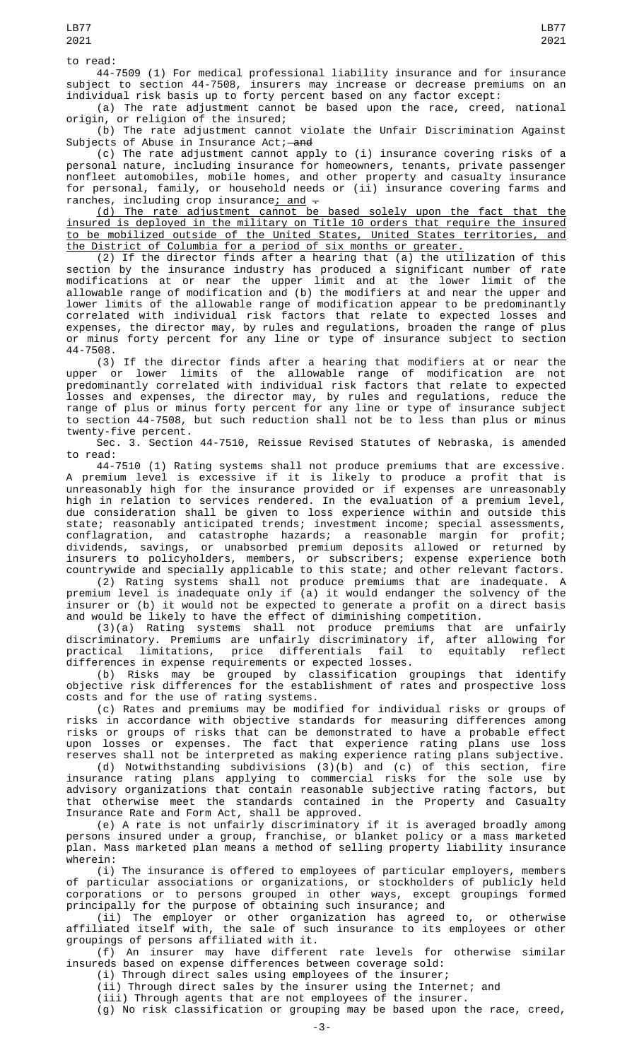to read:

44-7509 (1) For medical professional liability insurance and for insurance subject to section 44-7508, insurers may increase or decrease premiums on an individual risk basis up to forty percent based on any factor except:

(a) The rate adjustment cannot be based upon the race, creed, national origin, or religion of the insured;

(b) The rate adjustment cannot violate the Unfair Discrimination Against Subjects of Abuse in Insurance Act; ~~and~~

(c) The rate adjustment cannot apply to (i) insurance covering risks of a personal nature, including insurance for homeowners, tenants, private passenger nonfleet automobiles, mobile homes, and other property and casualty insurance for personal, family, or household needs or (ii) insurance covering farms and ranches, including crop insurance; and ~~.~~

(d) The rate adjustment cannot be based solely upon the fact that the insured is deployed in the military on Title 10 orders that require the insured to be mobilized outside of the United States, United States territories, and the District of Columbia for a period of six months or greater.

(2) If the director finds after a hearing that (a) the utilization of this section by the insurance industry has produced a significant number of rate modifications at or near the upper limit and at the lower limit of the allowable range of modification and (b) the modifiers at and near the upper and lower limits of the allowable range of modification appear to be predominantly correlated with individual risk factors that relate to expected losses and expenses, the director may, by rules and regulations, broaden the range of plus or minus forty percent for any line or type of insurance subject to section 44-7508.

(3) If the director finds after a hearing that modifiers at or near the upper or lower limits of the allowable range of modification are not predominantly correlated with individual risk factors that relate to expected losses and expenses, the director may, by rules and regulations, reduce the range of plus or minus forty percent for any line or type of insurance subject to section 44-7508, but such reduction shall not be to less than plus or minus twenty-five percent.

Sec. 3. Section 44-7510, Reissue Revised Statutes of Nebraska, is amended to read:

44-7510 (1) Rating systems shall not produce premiums that are excessive. A premium level is excessive if it is likely to produce a profit that is unreasonably high for the insurance provided or if expenses are unreasonably high in relation to services rendered. In the evaluation of a premium level, due consideration shall be given to loss experience within and outside this state; reasonably anticipated trends; investment income; special assessments, conflagration, and catastrophe hazards; a reasonable margin for profit; dividends, savings, or unabsorbed premium deposits allowed or returned by insurers to policyholders, members, or subscribers; expense experience both countrywide and specially applicable to this state; and other relevant factors.

(2) Rating systems shall not produce premiums that are inadequate. A premium level is inadequate only if (a) it would endanger the solvency of the insurer or (b) it would not be expected to generate a profit on a direct basis and would be likely to have the effect of diminishing competition.

(3)(a) Rating systems shall not produce premiums that are unfairly discriminatory. Premiums are unfairly discriminatory if, after allowing for practical limitations, price differentials fail to equitably reflect differences in expense requirements or expected losses.

(b) Risks may be grouped by classification groupings that identify objective risk differences for the establishment of rates and prospective loss costs and for the use of rating systems.

(c) Rates and premiums may be modified for individual risks or groups of risks in accordance with objective standards for measuring differences among risks or groups of risks that can be demonstrated to have a probable effect upon losses or expenses. The fact that experience rating plans use loss reserves shall not be interpreted as making experience rating plans subjective.

(d) Notwithstanding subdivisions (3)(b) and (c) of this section, fire insurance rating plans applying to commercial risks for the sole use by advisory organizations that contain reasonable subjective rating factors, but that otherwise meet the standards contained in the Property and Casualty Insurance Rate and Form Act, shall be approved.

(e) A rate is not unfairly discriminatory if it is averaged broadly among persons insured under a group, franchise, or blanket policy or a mass marketed plan. Mass marketed plan means a method of selling property liability insurance wherein:

(i) The insurance is offered to employees of particular employers, members of particular associations or organizations, or stockholders of publicly held corporations or to persons grouped in other ways, except groupings formed principally for the purpose of obtaining such insurance; and

(ii) The employer or other organization has agreed to, or otherwise affiliated itself with, the sale of such insurance to its employees or other groupings of persons affiliated with it.

(f) An insurer may have different rate levels for otherwise similar insureds based on expense differences between coverage sold:

(i) Through direct sales using employees of the insurer;

(ii) Through direct sales by the insurer using the Internet; and

(iii) Through agents that are not employees of the insurer.

(g) No risk classification or grouping may be based upon the race, creed,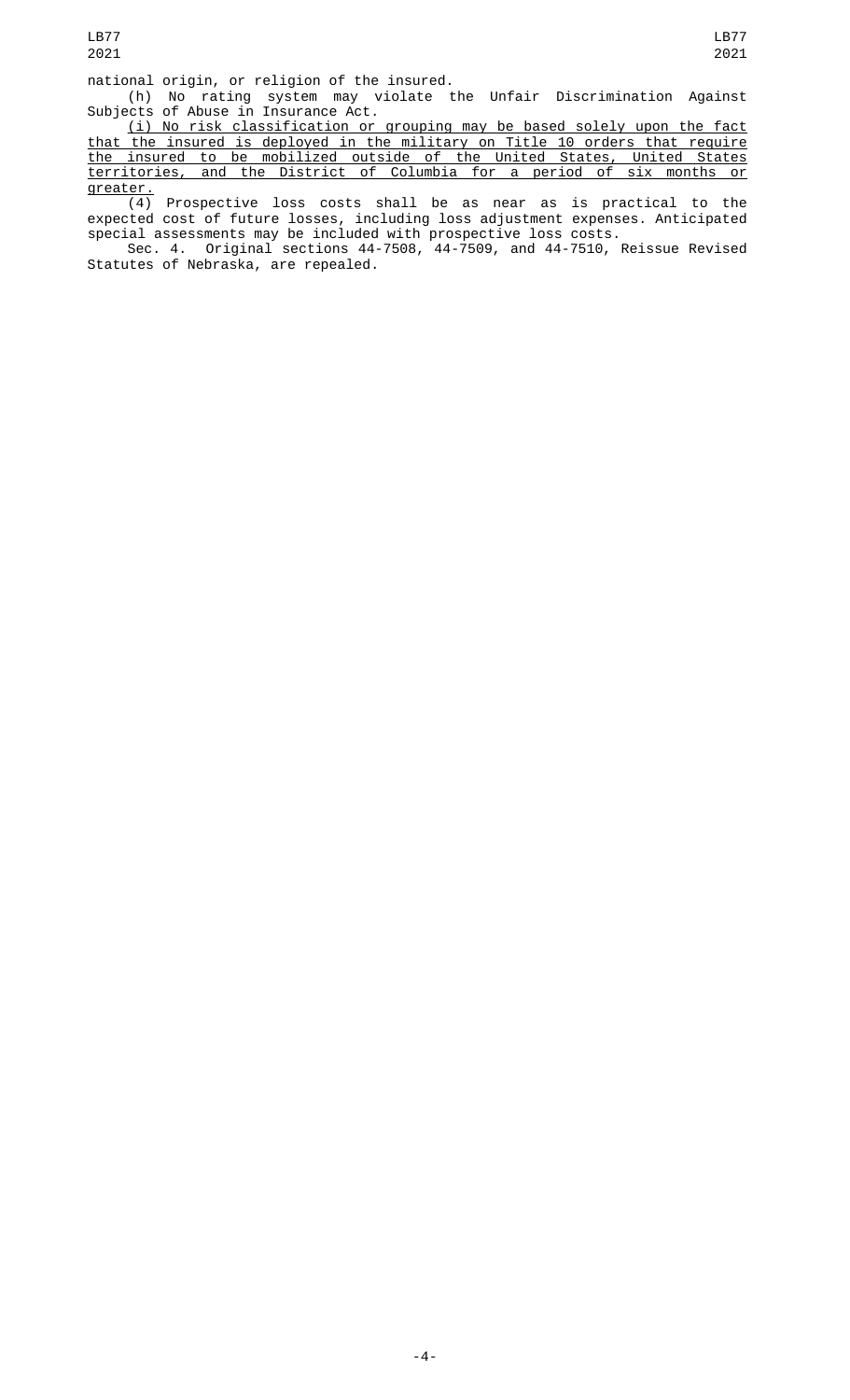national origin, or religion of the insured.

(h) No rating system may violate the Unfair Discrimination Against Subjects of Abuse in Insurance Act.

<u>(i) No risk classification or grouping may be based solely upon the fact that the insured is deployed in the military on Title 10 orders that require the insured to be mobilized outside of the United States, United States territories, and the District of Columbia for a period of six months or greater.</u>

(4) Prospective loss costs shall be as near as is practical to the expected cost of future losses, including loss adjustment expenses. Anticipated special assessments may be included with prospective loss costs.

Sec. 4. Original sections 44-7508, 44-7509, and 44-7510, Reissue Revised Statutes of Nebraska, are repealed.